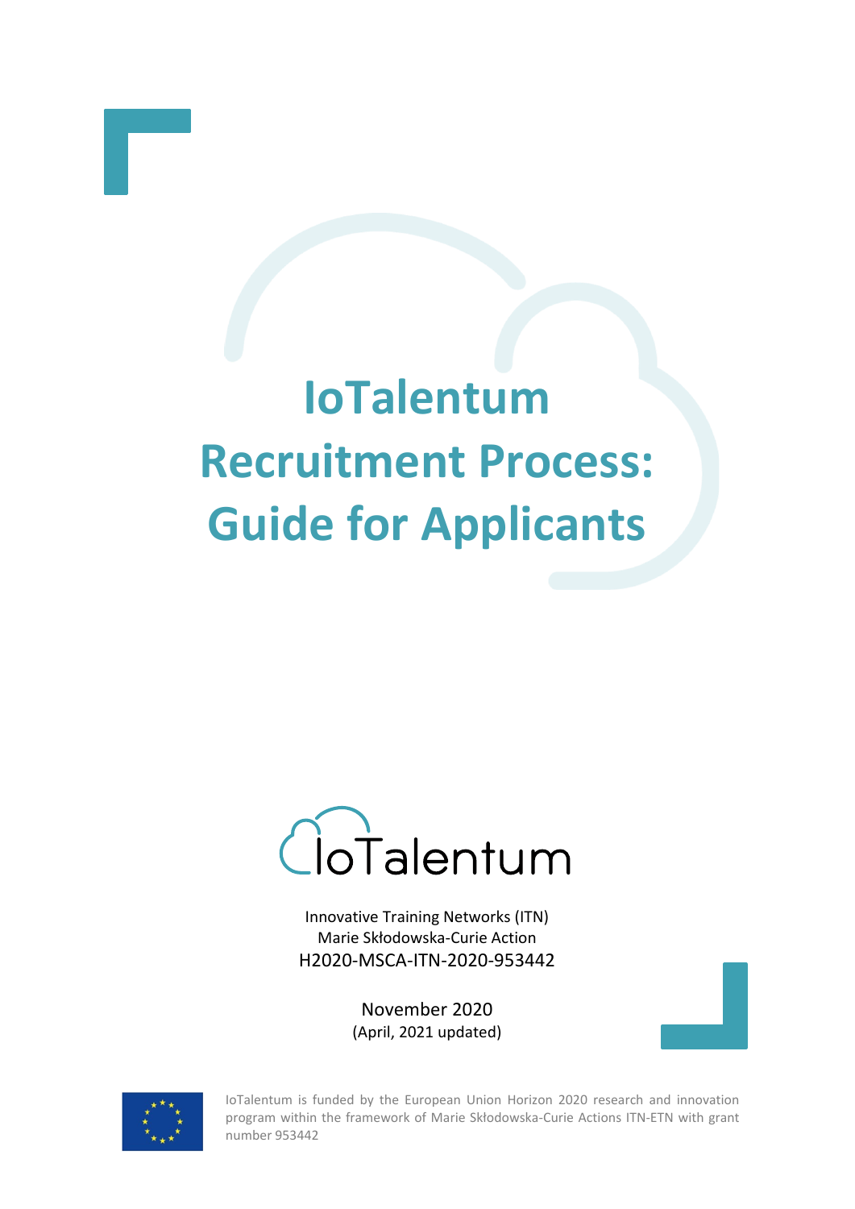# IoTalentum Recruitment Process: Guide for Applicants

IoTalentum

Innovative Training Networks (ITN)
Marie Skłodowska-Curie Action
H2020-MSCA-ITN-2020-953442

November 2020
(April, 2021 updated)

IoTalentum is funded by the European Union Horizon 2020 research and innovation program within the framework of Marie Skłodowska-Curie Actions ITN-ETN with grant number 953442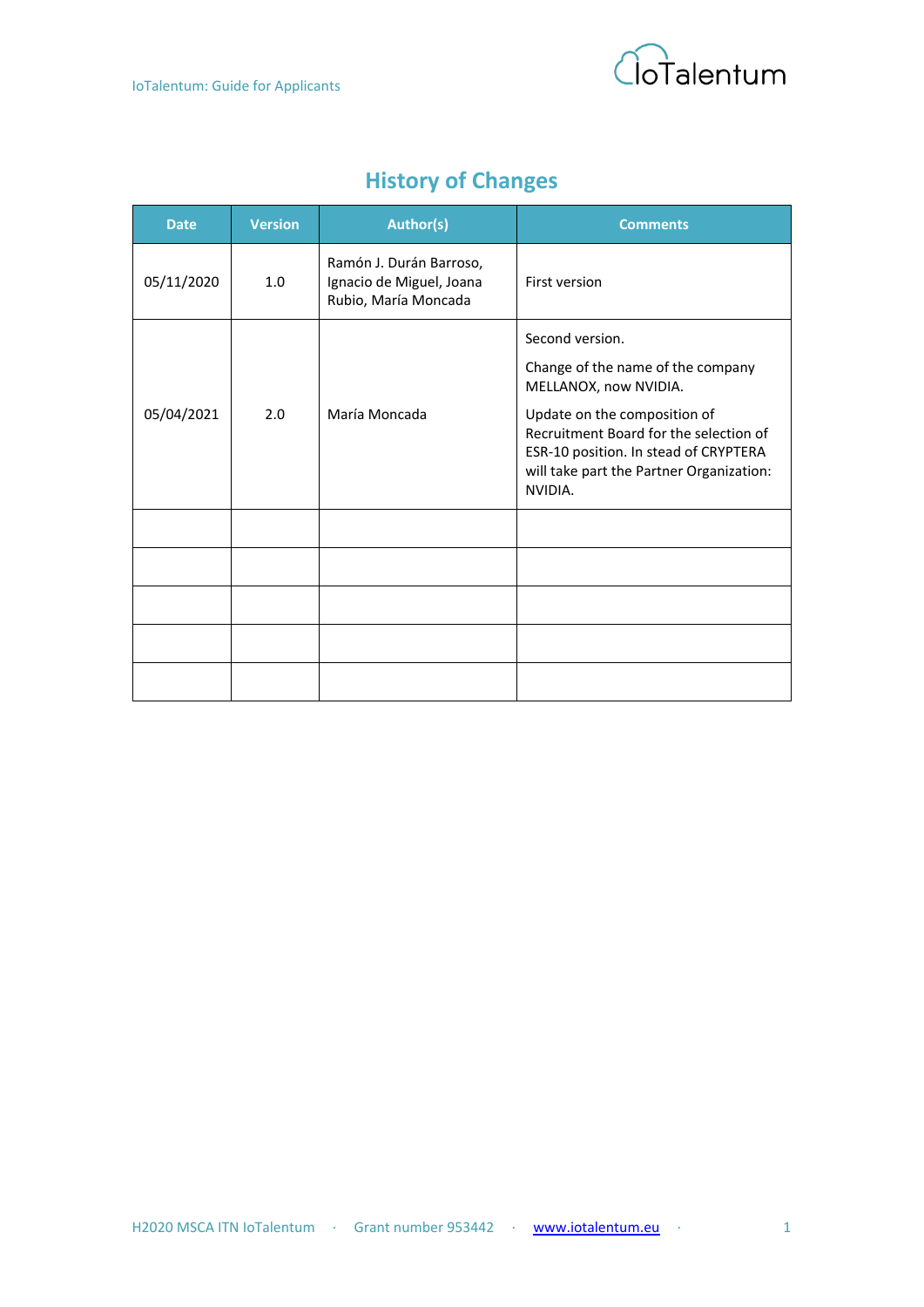## History of Changes

| Date | Version | Author(s) | Comments |
|---|---|---|---|
| 05/11/2020 | 1.0 | Ramón J. Durán Barroso, Ignacio de Miguel, Joana Rubio, María Moncada | First version |
| 05/04/2021 | 2.0 | María Moncada | Second version.<br><br>Change of the name of the company MELLANOX, now NVIDIA.<br><br>Update on the composition of Recruitment Board for the selection of ESR-10 position. In stead of CRYPTERA will take part the Partner Organization: NVIDIA. |
| | | | |
| | | | |
| | | | |
| | | | |
| | | | |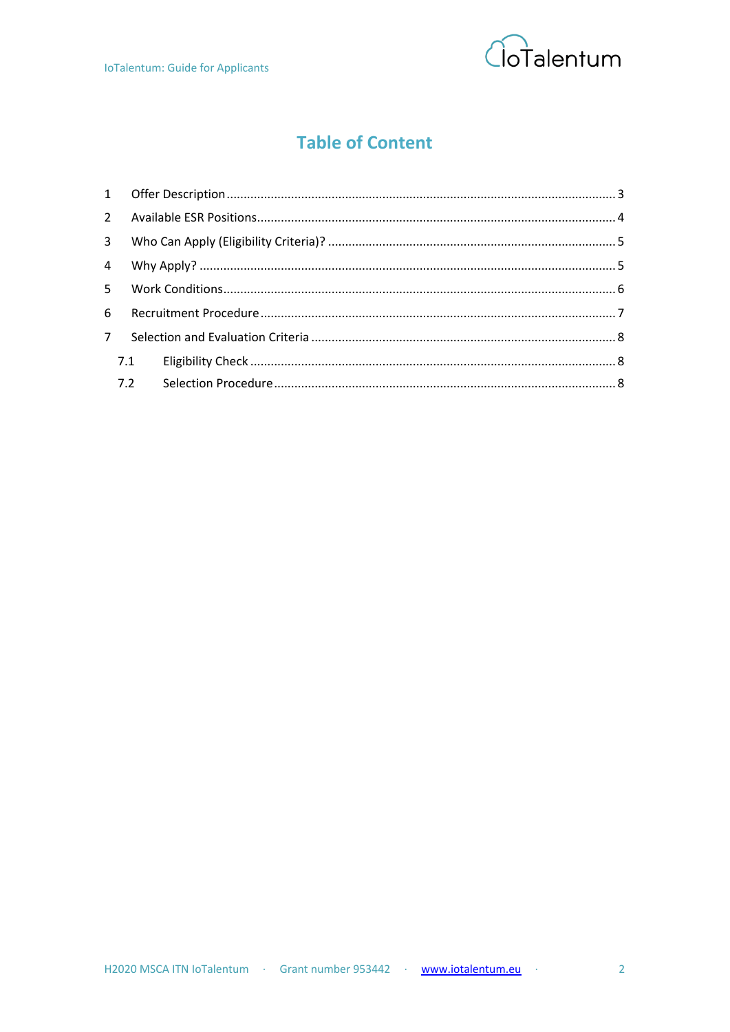# Table of Content

1 Offer Description ........................................................................................................ 3

2 Available ESR Positions ................................................................................................ 4

3 Who Can Apply (Eligibility Criteria)? ............................................................................ 5

4 Why Apply? .................................................................................................................. 5

5 Work Conditions ........................................................................................................... 6

6 Recruitment Procedure ................................................................................................ 7

7 Selection and Evaluation Criteria ................................................................................. 8

 7.1 Eligibility Check ....................................................................................................... 8

 7.2 Selection Procedure ................................................................................................ 8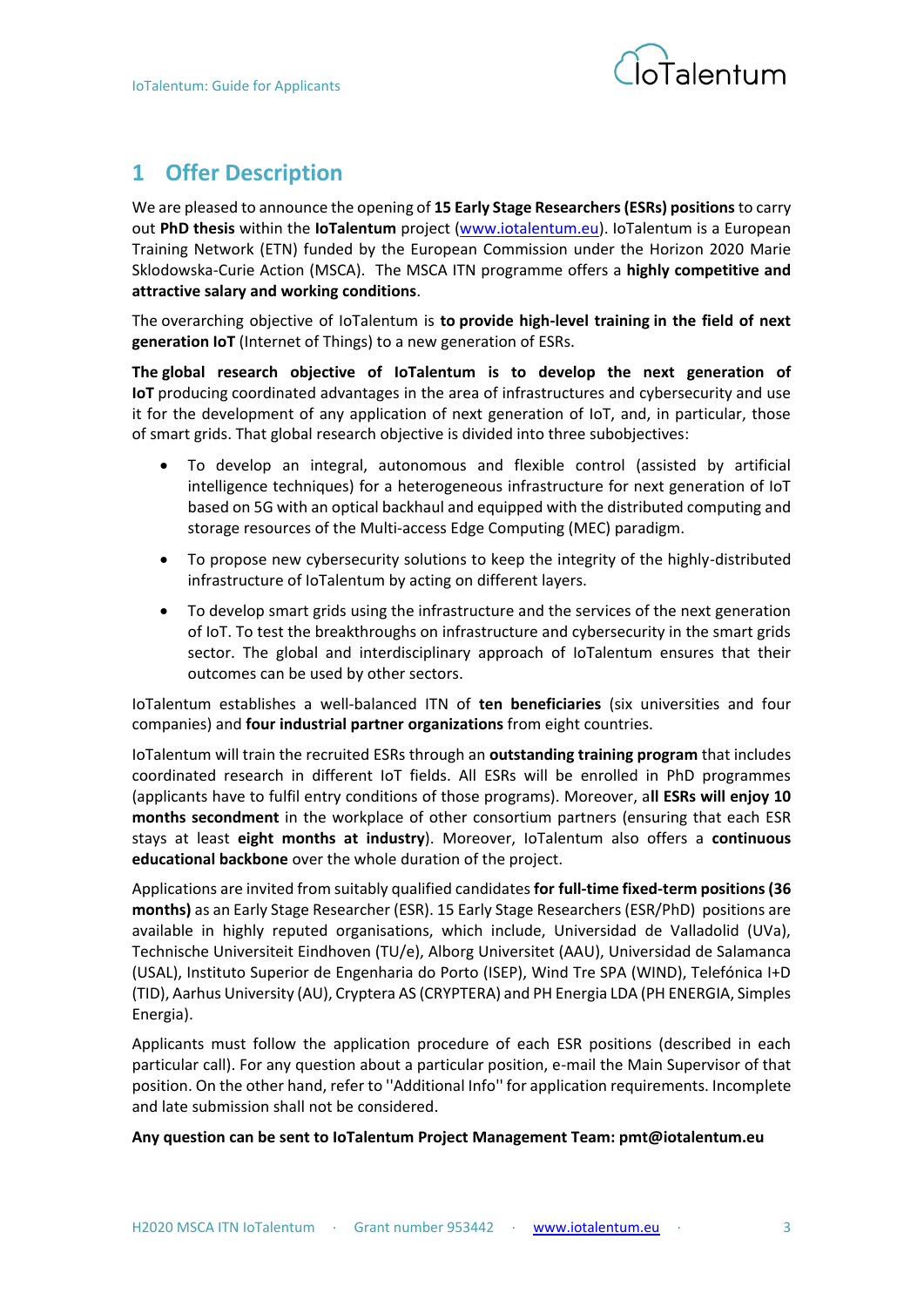# 1 Offer Description

We are pleased to announce the opening of **15 Early Stage Researchers (ESRs) positions** to carry out **PhD thesis** within the **IoTalentum** project (www.iotalentum.eu). IoTalentum is a European Training Network (ETN) funded by the European Commission under the Horizon 2020 Marie Sklodowska-Curie Action (MSCA). The MSCA ITN programme offers a **highly competitive and attractive salary and working conditions**.

The overarching objective of IoTalentum is **to provide high-level training in the field of next generation IoT** (Internet of Things) to a new generation of ESRs.

**The global research objective of IoTalentum is to develop the next generation of IoT** producing coordinated advantages in the area of infrastructures and cybersecurity and use it for the development of any application of next generation of IoT, and, in particular, those of smart grids. That global research objective is divided into three subobjectives:

- To develop an integral, autonomous and flexible control (assisted by artificial intelligence techniques) for a heterogeneous infrastructure for next generation of IoT based on 5G with an optical backhaul and equipped with the distributed computing and storage resources of the Multi-access Edge Computing (MEC) paradigm.
- To propose new cybersecurity solutions to keep the integrity of the highly-distributed infrastructure of IoTalentum by acting on different layers.
- To develop smart grids using the infrastructure and the services of the next generation of IoT. To test the breakthroughs on infrastructure and cybersecurity in the smart grids sector. The global and interdisciplinary approach of IoTalentum ensures that their outcomes can be used by other sectors.

IoTalentum establishes a well-balanced ITN of **ten beneficiaries** (six universities and four companies) and **four industrial partner organizations** from eight countries.

IoTalentum will train the recruited ESRs through an **outstanding training program** that includes coordinated research in different IoT fields. All ESRs will be enrolled in PhD programmes (applicants have to fulfil entry conditions of those programs). Moreover, a**ll ESRs will enjoy 10 months secondment** in the workplace of other consortium partners (ensuring that each ESR stays at least **eight months at industry**). Moreover, IoTalentum also offers a **continuous educational backbone** over the whole duration of the project.

Applications are invited from suitably qualified candidates **for full-time fixed-term positions (36 months)** as an Early Stage Researcher (ESR). 15 Early Stage Researchers (ESR/PhD) positions are available in highly reputed organisations, which include, Universidad de Valladolid (UVa), Technische Universiteit Eindhoven (TU/e), Alborg Universitet (AAU), Universidad de Salamanca (USAL), Instituto Superior de Engenharia do Porto (ISEP), Wind Tre SPA (WIND), Telefónica I+D (TID), Aarhus University (AU), Cryptera AS (CRYPTERA) and PH Energia LDA (PH ENERGIA, Simples Energia).

Applicants must follow the application procedure of each ESR positions (described in each particular call). For any question about a particular position, e-mail the Main Supervisor of that position. On the other hand, refer to ''Additional Info'' for application requirements. Incomplete and late submission shall not be considered.

**Any question can be sent to IoTalentum Project Management Team: pmt@iotalentum.eu**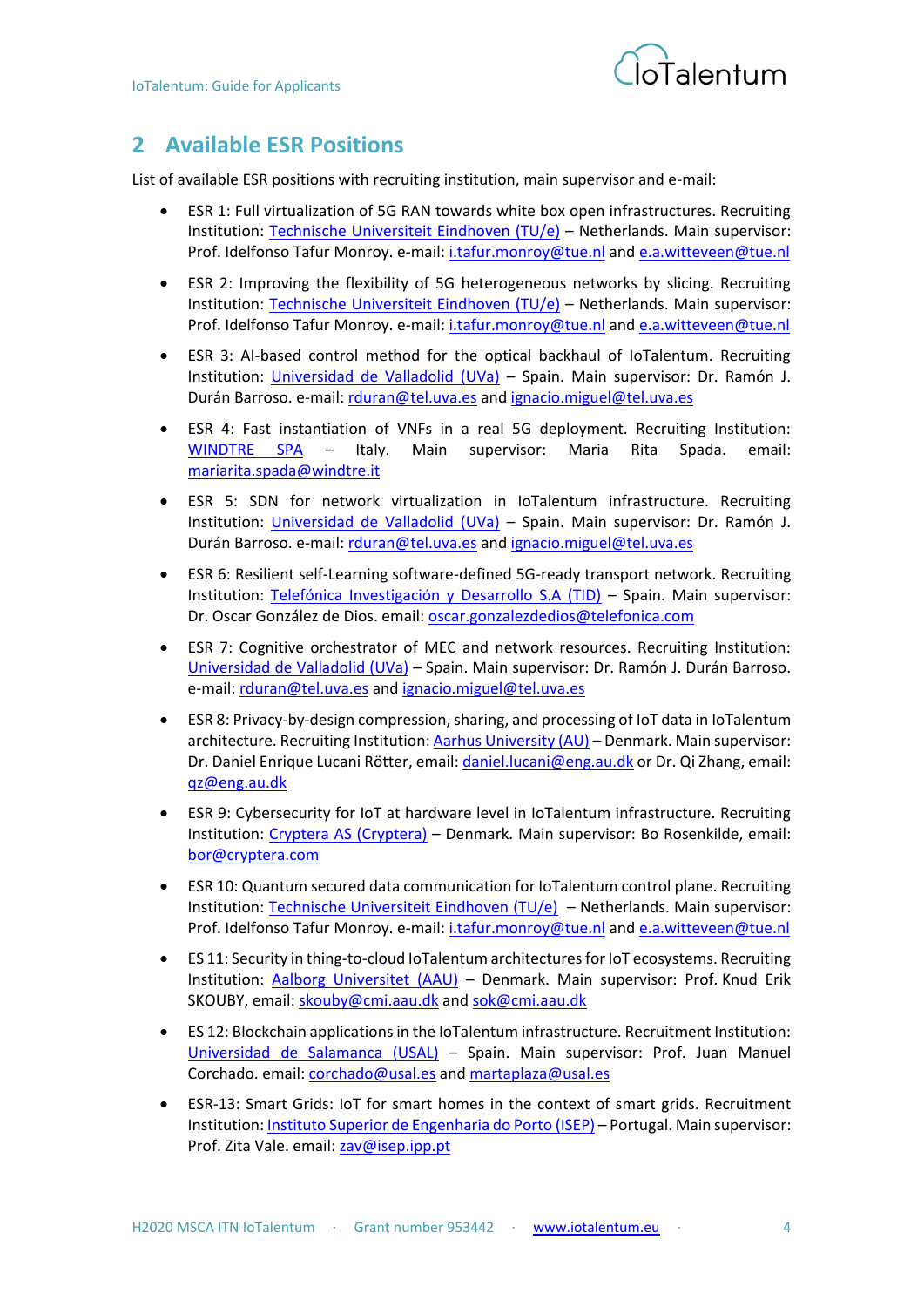## 2 Available ESR Positions

List of available ESR positions with recruiting institution, main supervisor and e-mail:

- ESR 1: Full virtualization of 5G RAN towards white box open infrastructures. Recruiting Institution: Technische Universiteit Eindhoven (TU/e) – Netherlands. Main supervisor: Prof. Idelfonso Tafur Monroy. e-mail: i.tafur.monroy@tue.nl and e.a.witteveen@tue.nl
- ESR 2: Improving the flexibility of 5G heterogeneous networks by slicing. Recruiting Institution: Technische Universiteit Eindhoven (TU/e) – Netherlands. Main supervisor: Prof. Idelfonso Tafur Monroy. e-mail: i.tafur.monroy@tue.nl and e.a.witteveen@tue.nl
- ESR 3: AI-based control method for the optical backhaul of IoTalentum. Recruiting Institution: Universidad de Valladolid (UVa) – Spain. Main supervisor: Dr. Ramón J. Durán Barroso. e-mail: rduran@tel.uva.es and ignacio.miguel@tel.uva.es
- ESR 4: Fast instantiation of VNFs in a real 5G deployment. Recruiting Institution: WINDTRE SPA – Italy. Main supervisor: Maria Rita Spada. email: mariarita.spada@windtre.it
- ESR 5: SDN for network virtualization in IoTalentum infrastructure. Recruiting Institution: Universidad de Valladolid (UVa) – Spain. Main supervisor: Dr. Ramón J. Durán Barroso. e-mail: rduran@tel.uva.es and ignacio.miguel@tel.uva.es
- ESR 6: Resilient self-Learning software-defined 5G-ready transport network. Recruiting Institution: Telefónica Investigación y Desarrollo S.A (TID) – Spain. Main supervisor: Dr. Oscar González de Dios. email: oscar.gonzalezdedios@telefonica.com
- ESR 7: Cognitive orchestrator of MEC and network resources. Recruiting Institution: Universidad de Valladolid (UVa) – Spain. Main supervisor: Dr. Ramón J. Durán Barroso. e-mail: rduran@tel.uva.es and ignacio.miguel@tel.uva.es
- ESR 8: Privacy-by-design compression, sharing, and processing of IoT data in IoTalentum architecture. Recruiting Institution: Aarhus University (AU) – Denmark. Main supervisor: Dr. Daniel Enrique Lucani Rötter, email: daniel.lucani@eng.au.dk or Dr. Qi Zhang, email: qz@eng.au.dk
- ESR 9: Cybersecurity for IoT at hardware level in IoTalentum infrastructure. Recruiting Institution: Cryptera AS (Cryptera) – Denmark. Main supervisor: Bo Rosenkilde, email: bor@cryptera.com
- ESR 10: Quantum secured data communication for IoTalentum control plane. Recruiting Institution: Technische Universiteit Eindhoven (TU/e) – Netherlands. Main supervisor: Prof. Idelfonso Tafur Monroy. e-mail: i.tafur.monroy@tue.nl and e.a.witteveen@tue.nl
- ES 11: Security in thing-to-cloud IoTalentum architectures for IoT ecosystems. Recruiting Institution: Aalborg Universitet (AAU) – Denmark. Main supervisor: Prof. Knud Erik SKOUBY, email: skouby@cmi.aau.dk and sok@cmi.aau.dk
- ES 12: Blockchain applications in the IoTalentum infrastructure. Recruitment Institution: Universidad de Salamanca (USAL) – Spain. Main supervisor: Prof. Juan Manuel Corchado. email: corchado@usal.es and martaplaza@usal.es
- ESR-13: Smart Grids: IoT for smart homes in the context of smart grids. Recruitment Institution: Instituto Superior de Engenharia do Porto (ISEP) – Portugal. Main supervisor: Prof. Zita Vale. email: zav@isep.ipp.pt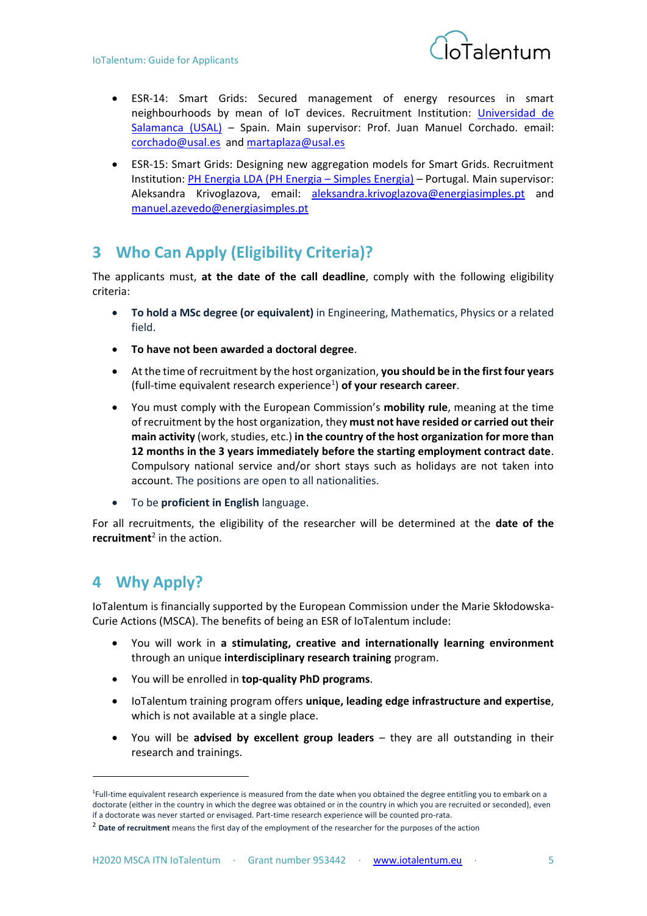- ESR-14: Smart Grids: Secured management of energy resources in smart neighbourhoods by mean of IoT devices. Recruitment Institution: [Universidad de Salamanca (USAL)](#) – Spain. Main supervisor: Prof. Juan Manuel Corchado. email: corchado@usal.es and martaplaza@usal.es

- ESR-15: Smart Grids: Designing new aggregation models for Smart Grids. Recruitment Institution: [PH Energia LDA (PH Energia – Simples Energia)](#) – Portugal. Main supervisor: Aleksandra Krivoglazova, email: aleksandra.krivoglazova@energiasimples.pt and manuel.azevedo@energiasimples.pt

## 3 Who Can Apply (Eligibility Criteria)?

The applicants must, **at the date of the call deadline**, comply with the following eligibility criteria:

- **To hold a MSc degree (or equivalent)** in Engineering, Mathematics, Physics or a related field.

- **To have not been awarded a doctoral degree**.

- At the time of recruitment by the host organization, **you should be in the first four years** (full-time equivalent research experience[1]) **of your research career**.

- You must comply with the European Commission's **mobility rule**, meaning at the time of recruitment by the host organization, they **must not have resided or carried out their main activity** (work, studies, etc.) **in the country of the host organization for more than 12 months in the 3 years immediately before the starting employment contract date**. Compulsory national service and/or short stays such as holidays are not taken into account. The positions are open to all nationalities.

- To be **proficient in English** language.

For all recruitments, the eligibility of the researcher will be determined at the **date of the recruitment**[2] in the action.

## 4 Why Apply?

IoTalentum is financially supported by the European Commission under the Marie Skłodowska-Curie Actions (MSCA). The benefits of being an ESR of IoTalentum include:

- You will work in **a stimulating, creative and internationally learning environment** through an unique **interdisciplinary research training** program.

- You will be enrolled in **top-quality PhD programs**.

- IoTalentum training program offers **unique, leading edge infrastructure and expertise**, which is not available at a single place.

- You will be **advised by excellent group leaders** – they are all outstanding in their research and trainings.

---

[1] Full-time equivalent research experience is measured from the date when you obtained the degree entitling you to embark on a doctorate (either in the country in which the degree was obtained or in the country in which you are recruited or seconded), even if a doctorate was never started or envisaged. Part-time research experience will be counted pro-rata.

[2] **Date of recruitment** means the first day of the employment of the researcher for the purposes of the action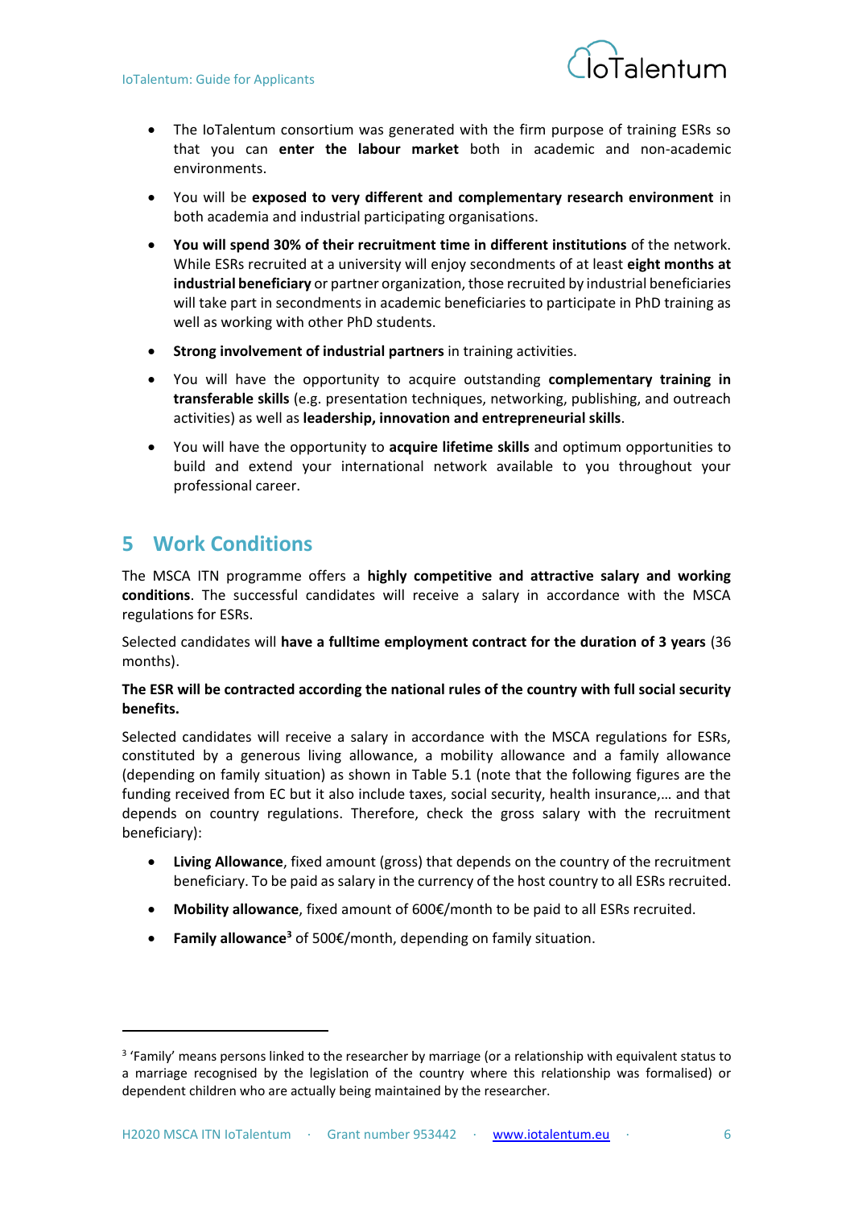- The IoTalentum consortium was generated with the firm purpose of training ESRs so that you can **enter the labour market** both in academic and non-academic environments.
- You will be **exposed to very different and complementary research environment** in both academia and industrial participating organisations.
- **You will spend 30% of their recruitment time in different institutions** of the network. While ESRs recruited at a university will enjoy secondments of at least **eight months at industrial beneficiary** or partner organization, those recruited by industrial beneficiaries will take part in secondments in academic beneficiaries to participate in PhD training as well as working with other PhD students.
- **Strong involvement of industrial partners** in training activities.
- You will have the opportunity to acquire outstanding **complementary training in transferable skills** (e.g. presentation techniques, networking, publishing, and outreach activities) as well as **leadership, innovation and entrepreneurial skills**.
- You will have the opportunity to **acquire lifetime skills** and optimum opportunities to build and extend your international network available to you throughout your professional career.

## 5 Work Conditions

The MSCA ITN programme offers a **highly competitive and attractive salary and working conditions**. The successful candidates will receive a salary in accordance with the MSCA regulations for ESRs.

Selected candidates will **have a fulltime employment contract for the duration of 3 years** (36 months).

**The ESR will be contracted according the national rules of the country with full social security benefits.**

Selected candidates will receive a salary in accordance with the MSCA regulations for ESRs, constituted by a generous living allowance, a mobility allowance and a family allowance (depending on family situation) as shown in Table 5.1 (note that the following figures are the funding received from EC but it also include taxes, social security, health insurance,… and that depends on country regulations. Therefore, check the gross salary with the recruitment beneficiary):

- **Living Allowance**, fixed amount (gross) that depends on the country of the recruitment beneficiary. To be paid as salary in the currency of the host country to all ESRs recruited.
- **Mobility allowance**, fixed amount of 600€/month to be paid to all ESRs recruited.
- **Family allowance**[3] of 500€/month, depending on family situation.

[3] 'Family' means persons linked to the researcher by marriage (or a relationship with equivalent status to a marriage recognised by the legislation of the country where this relationship was formalised) or dependent children who are actually being maintained by the researcher.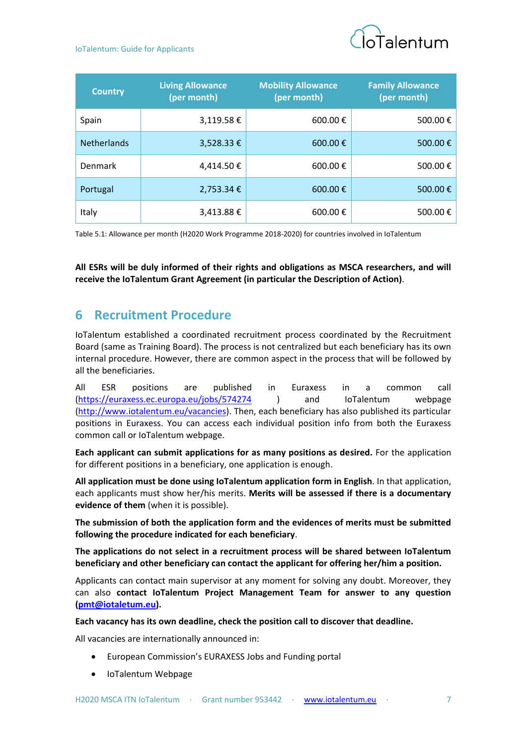| Country | Living Allowance (per month) | Mobility Allowance (per month) | Family Allowance (per month) |
|---|---|---|---|
| Spain | 3,119.58 € | 600.00 € | 500.00 € |
| Netherlands | 3,528.33 € | 600.00 € | 500.00 € |
| Denmark | 4,414.50 € | 600.00 € | 500.00 € |
| Portugal | 2,753.34 € | 600.00 € | 500.00 € |
| Italy | 3,413.88 € | 600.00 € | 500.00 € |

Table 5.1: Allowance per month (H2020 Work Programme 2018-2020) for countries involved in IoTalentum

**All ESRs will be duly informed of their rights and obligations as MSCA researchers, and will receive the IoTalentum Grant Agreement (in particular the Description of Action)**.

## 6 Recruitment Procedure

IoTalentum established a coordinated recruitment process coordinated by the Recruitment Board (same as Training Board). The process is not centralized but each beneficiary has its own internal procedure. However, there are common aspect in the process that will be followed by all the beneficiaries.

All ESR positions are published in Euraxess in a common call (https://euraxess.ec.europa.eu/jobs/574274 ) and IoTalentum webpage (http://www.iotalentum.eu/vacancies). Then, each beneficiary has also published its particular positions in Euraxess. You can access each individual position info from both the Euraxess common call or IoTalentum webpage.

**Each applicant can submit applications for as many positions as desired.** For the application for different positions in a beneficiary, one application is enough.

**All application must be done using IoTalentum application form in English**. In that application, each applicants must show her/his merits. **Merits will be assessed if there is a documentary evidence of them** (when it is possible).

**The submission of both the application form and the evidences of merits must be submitted following the procedure indicated for each beneficiary**.

**The applications do not select in a recruitment process will be shared between IoTalentum beneficiary and other beneficiary can contact the applicant for offering her/him a position.**

Applicants can contact main supervisor at any moment for solving any doubt. Moreover, they can also **contact IoTalentum Project Management Team for answer to any question (pmt@iotaletum.eu).**

**Each vacancy has its own deadline, check the position call to discover that deadline.**

All vacancies are internationally announced in:

- European Commission's EURAXESS Jobs and Funding portal
- IoTalentum Webpage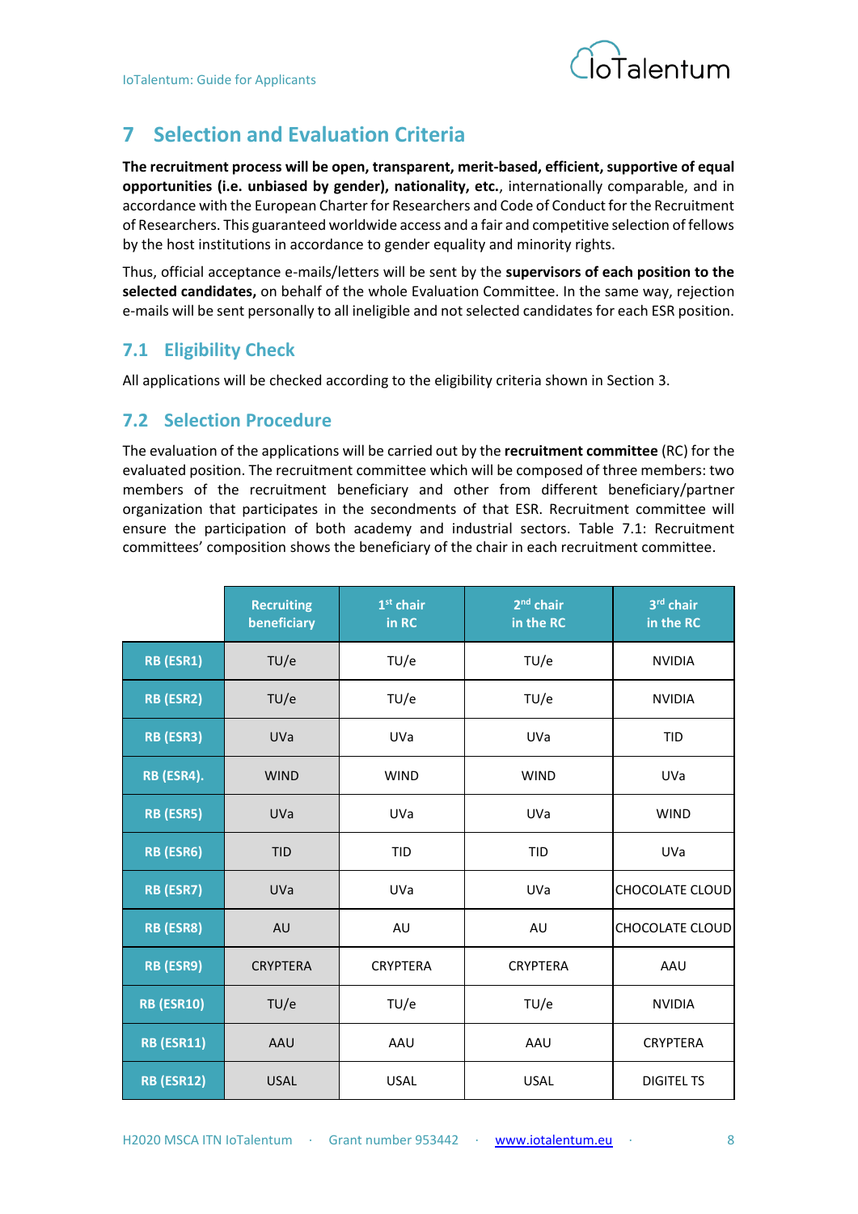# 7 Selection and Evaluation Criteria

**The recruitment process will be open, transparent, merit-based, efficient, supportive of equal opportunities (i.e. unbiased by gender), nationality, etc.**, internationally comparable, and in accordance with the European Charter for Researchers and Code of Conduct for the Recruitment of Researchers. This guaranteed worldwide access and a fair and competitive selection of fellows by the host institutions in accordance to gender equality and minority rights.

Thus, official acceptance e-mails/letters will be sent by the **supervisors of each position to the selected candidates,** on behalf of the whole Evaluation Committee. In the same way, rejection e-mails will be sent personally to all ineligible and not selected candidates for each ESR position.

## 7.1 Eligibility Check

All applications will be checked according to the eligibility criteria shown in Section 3.

## 7.2 Selection Procedure

The evaluation of the applications will be carried out by the **recruitment committee** (RC) for the evaluated position. The recruitment committee which will be composed of three members: two members of the recruitment beneficiary and other from different beneficiary/partner organization that participates in the secondments of that ESR. Recruitment committee will ensure the participation of both academy and industrial sectors. Table 7.1: Recruitment committees' composition shows the beneficiary of the chair in each recruitment committee.

| | Recruiting beneficiary | 1st chair in RC | 2nd chair in the RC | 3rd chair in the RC |
|---|---|---|---|---|
| **RB (ESR1)** | TU/e | TU/e | TU/e | NVIDIA |
| **RB (ESR2)** | TU/e | TU/e | TU/e | NVIDIA |
| **RB (ESR3)** | UVa | UVa | UVa | TID |
| **RB (ESR4).** | WIND | WIND | WIND | UVa |
| **RB (ESR5)** | UVa | UVa | UVa | WIND |
| **RB (ESR6)** | TID | TID | TID | UVa |
| **RB (ESR7)** | UVa | UVa | UVa | CHOCOLATE CLOUD |
| **RB (ESR8)** | AU | AU | AU | CHOCOLATE CLOUD |
| **RB (ESR9)** | CRYPTERA | CRYPTERA | CRYPTERA | AAU |
| **RB (ESR10)** | TU/e | TU/e | TU/e | NVIDIA |
| **RB (ESR11)** | AAU | AAU | AAU | CRYPTERA |
| **RB (ESR12)** | USAL | USAL | USAL | DIGITEL TS |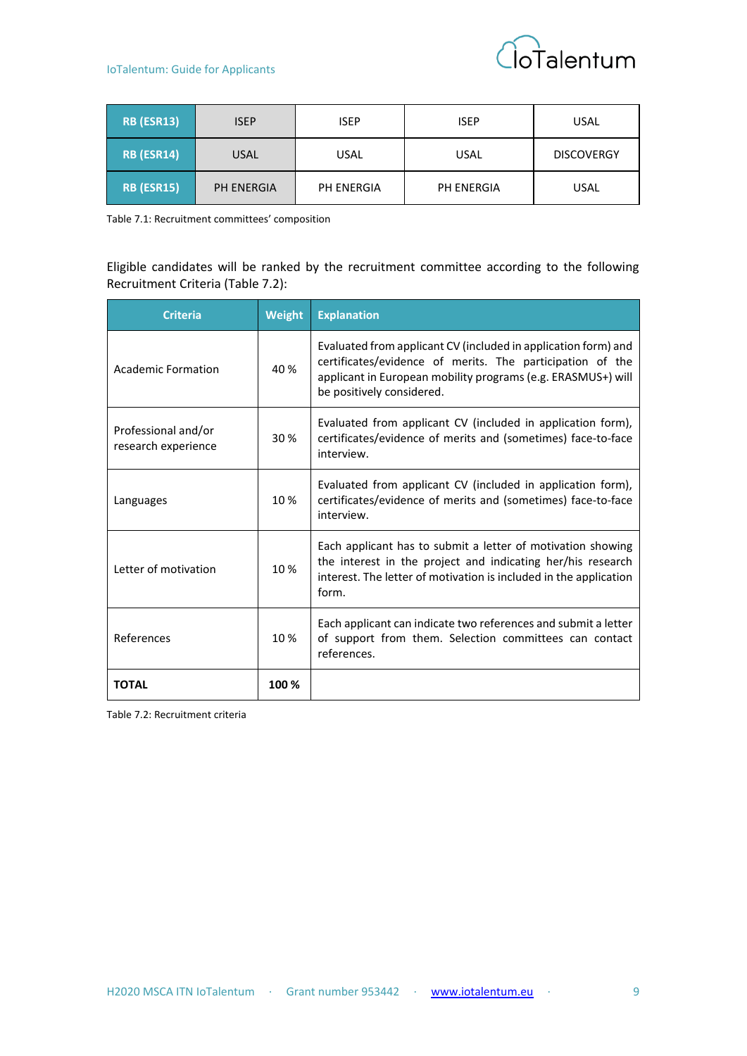| | | | | |
|---|---|---|---|---|
| **RB (ESR13)** | ISEP | ISEP | ISEP | USAL |
| **RB (ESR14)** | USAL | USAL | USAL | DISCOVERGY |
| **RB (ESR15)** | PH ENERGIA | PH ENERGIA | PH ENERGIA | USAL |

Table 7.1: Recruitment committees' composition

Eligible candidates will be ranked by the recruitment committee according to the following Recruitment Criteria (Table 7.2):

| Criteria | Weight | Explanation |
|---|---|---|
| Academic Formation | 40 % | Evaluated from applicant CV (included in application form) and certificates/evidence of merits. The participation of the applicant in European mobility programs (e.g. ERASMUS+) will be positively considered. |
| Professional and/or research experience | 30 % | Evaluated from applicant CV (included in application form), certificates/evidence of merits and (sometimes) face-to-face interview. |
| Languages | 10 % | Evaluated from applicant CV (included in application form), certificates/evidence of merits and (sometimes) face-to-face interview. |
| Letter of motivation | 10 % | Each applicant has to submit a letter of motivation showing the interest in the project and indicating her/his research interest. The letter of motivation is included in the application form. |
| References | 10 % | Each applicant can indicate two references and submit a letter of support from them. Selection committees can contact references. |
| **TOTAL** | **100 %** | |

Table 7.2: Recruitment criteria